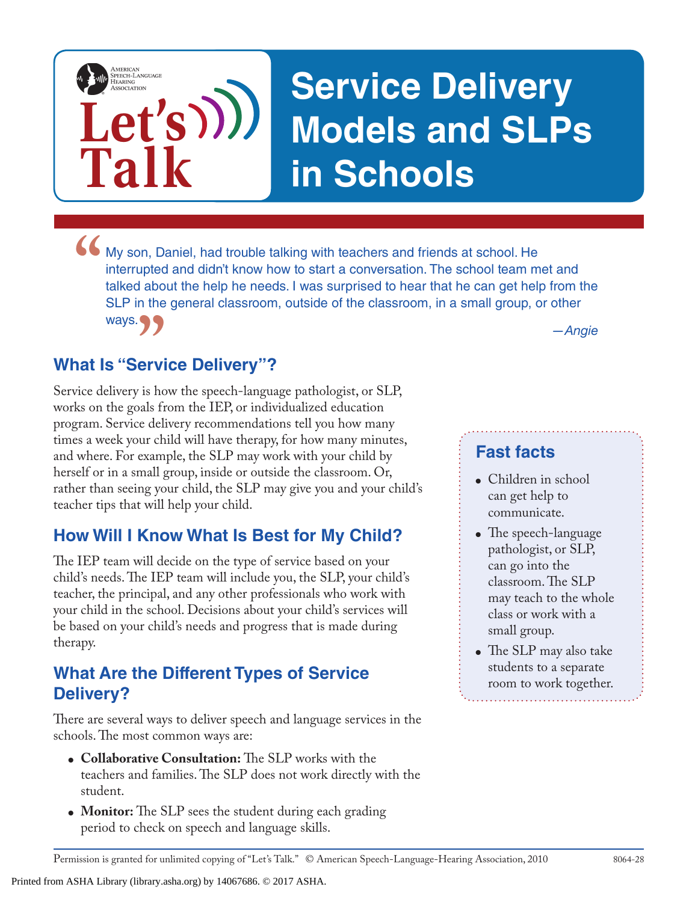# Service Delivery Models and SLPs in Schools

> "My son, Daniel, had trouble talking with teachers and friends at school. He interrupted and didn't know how to start a conversation. The school team met and talked about the help he needs. I was surprised to hear that he can get help from the SLP in the general classroom, outside of the classroom, in a small group, or other ways."
>
> *—Angie*

## What Is "Service Delivery"?

Service delivery is how the speech-language pathologist, or SLP, works on the goals from the IEP, or individualized education program. Service delivery recommendations tell you how many times a week your child will have therapy, for how many minutes, and where. For example, the SLP may work with your child by herself or in a small group, inside or outside the classroom. Or, rather than seeing your child, the SLP may give you and your child's teacher tips that will help your child.

## How Will I Know What Is Best for My Child?

The IEP team will decide on the type of service based on your child's needs. The IEP team will include you, the SLP, your child's teacher, the principal, and any other professionals who work with your child in the school. Decisions about your child's services will be based on your child's needs and progress that is made during therapy.

## What Are the Different Types of Service Delivery?

There are several ways to deliver speech and language services in the schools. The most common ways are:

- **Collaborative Consultation:** The SLP works with the teachers and families. The SLP does not work directly with the student.
- **Monitor:** The SLP sees the student during each grading period to check on speech and language skills.

### Fast facts

- Children in school can get help to communicate.
- The speech-language pathologist, or SLP, can go into the classroom. The SLP may teach to the whole class or work with a small group.
- The SLP may also take students to a separate room to work together.

Permission is granted for unlimited copying of "Let's Talk." © American Speech-Language-Hearing Association, 2010 8064-28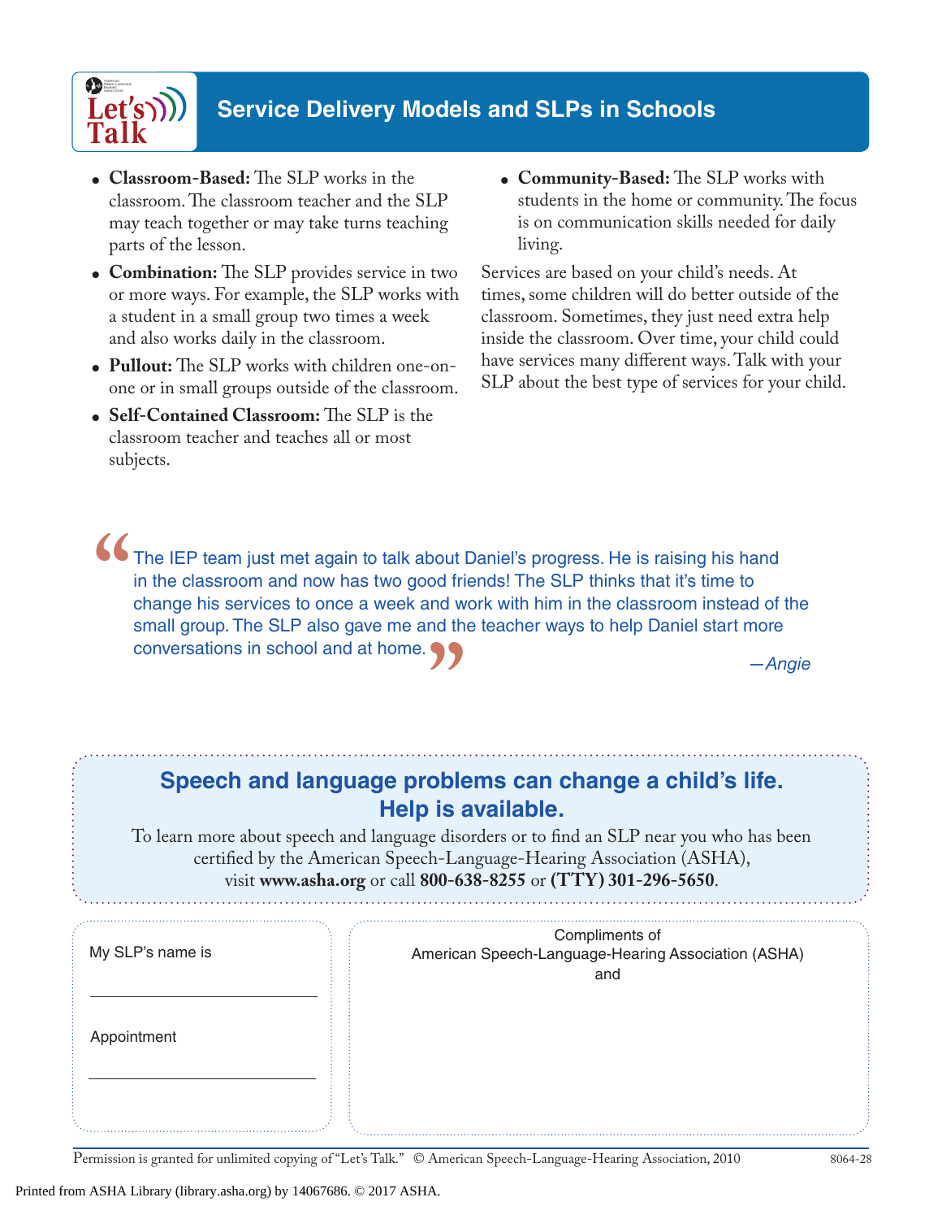## Service Delivery Models and SLPs in Schools

- **Classroom-Based:** The SLP works in the classroom. The classroom teacher and the SLP may teach together or may take turns teaching parts of the lesson.
- **Combination:** The SLP provides service in two or more ways. For example, the SLP works with a student in a small group two times a week and also works daily in the classroom.
- **Pullout:** The SLP works with children one-on-one or in small groups outside of the classroom.
- **Self-Contained Classroom:** The SLP is the classroom teacher and teaches all or most subjects.
- **Community-Based:** The SLP works with students in the home or community. The focus is on communication skills needed for daily living.

Services are based on your child's needs. At times, some children will do better outside of the classroom. Sometimes, they just need extra help inside the classroom. Over time, your child could have services many different ways. Talk with your SLP about the best type of services for your child.

> "The IEP team just met again to talk about Daniel's progress. He is raising his hand in the classroom and now has two good friends! The SLP thinks that it's time to change his services to once a week and work with him in the classroom instead of the small group. The SLP also gave me and the teacher ways to help Daniel start more conversations in school and at home."
>
> *—Angie*

### Speech and language problems can change a child's life. Help is available.

To learn more about speech and language disorders or to find an SLP near you who has been certified by the American Speech-Language-Hearing Association (ASHA), visit **www.asha.org** or call **800-638-8255** or **(TTY) 301-296-5650**.

My SLP's name is ____________________

Appointment ____________________

Compliments of
American Speech-Language-Hearing Association (ASHA)
and

Permission is granted for unlimited copying of "Let's Talk." © American Speech-Language-Hearing Association, 2010 8064-28

Printed from ASHA Library (library.asha.org) by 14067686. © 2017 ASHA.